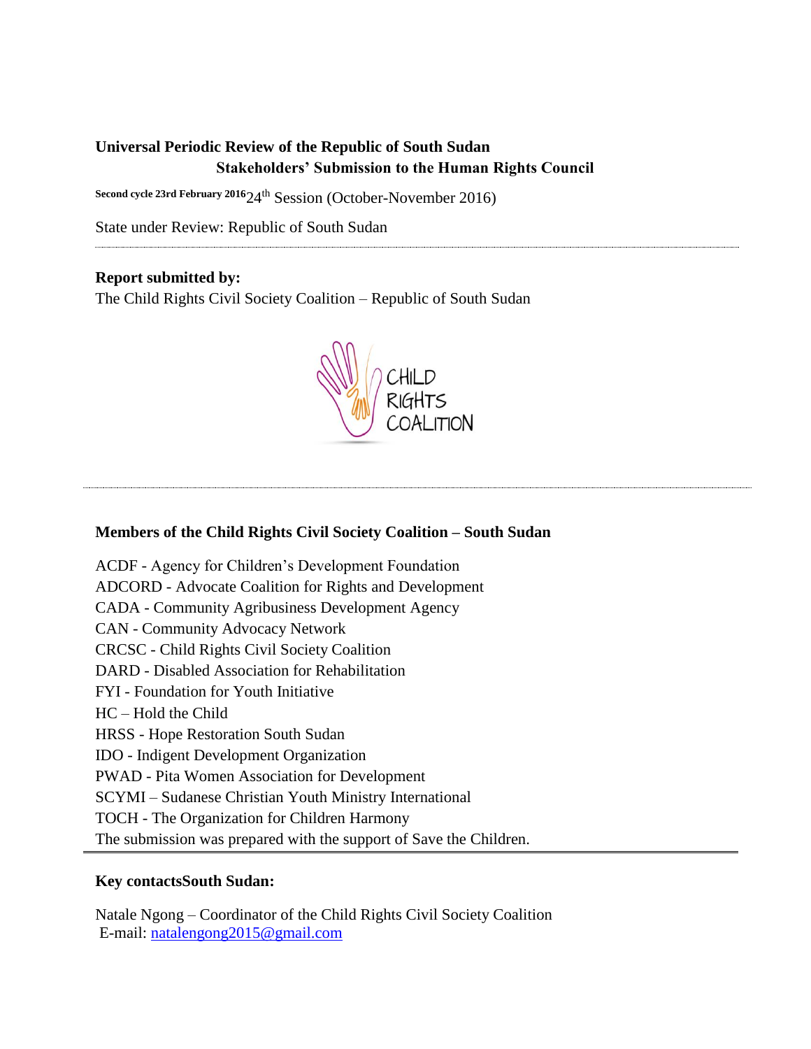**Universal Periodic Review of the Republic of South Sudan**
**Stakeholders' Submission to the Human Rights Council**

**Second cycle 23rd February 2016** 24th Session (October-November 2016)

State under Review: Republic of South Sudan

---

**Report submitted by:**
The Child Rights Civil Society Coalition – Republic of South Sudan

CHILD RIGHTS COALITION

---

**Members of the Child Rights Civil Society Coalition – South Sudan**

ACDF - Agency for Children's Development Foundation
ADCORD - Advocate Coalition for Rights and Development
CADA - Community Agribusiness Development Agency
CAN - Community Advocacy Network
CRCSC - Child Rights Civil Society Coalition
DARD - Disabled Association for Rehabilitation
FYI - Foundation for Youth Initiative
HC – Hold the Child
HRSS - Hope Restoration South Sudan
IDO - Indigent Development Organization
PWAD - Pita Women Association for Development
SCYMI – Sudanese Christian Youth Ministry International
TOCH - The Organization for Children Harmony
The submission was prepared with the support of Save the Children.

---

**Key contactsSouth Sudan:**

Natale Ngong – Coordinator of the Child Rights Civil Society Coalition
E-mail: natalengong2015@gmail.com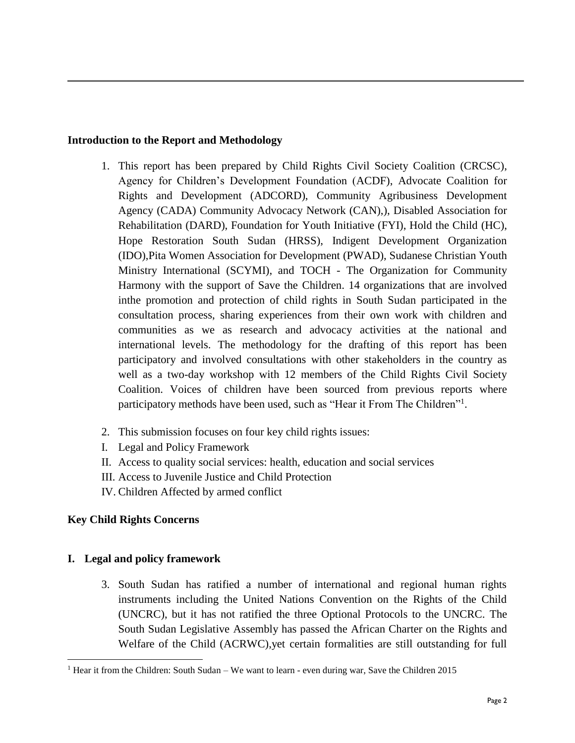**Introduction to the Report and Methodology**

1. This report has been prepared by Child Rights Civil Society Coalition (CRCSC), Agency for Children's Development Foundation (ACDF), Advocate Coalition for Rights and Development (ADCORD), Community Agribusiness Development Agency (CADA) Community Advocacy Network (CAN),), Disabled Association for Rehabilitation (DARD), Foundation for Youth Initiative (FYI), Hold the Child (HC), Hope Restoration South Sudan (HRSS), Indigent Development Organization (IDO),Pita Women Association for Development (PWAD), Sudanese Christian Youth Ministry International (SCYMI), and TOCH - The Organization for Community Harmony with the support of Save the Children. 14 organizations that are involved inthe promotion and protection of child rights in South Sudan participated in the consultation process, sharing experiences from their own work with children and communities as we as research and advocacy activities at the national and international levels. The methodology for the drafting of this report has been participatory and involved consultations with other stakeholders in the country as well as a two-day workshop with 12 members of the Child Rights Civil Society Coalition. Voices of children have been sourced from previous reports where participatory methods have been used, such as "Hear it From The Children"[1].

2. This submission focuses on four key child rights issues:

I. Legal and Policy Framework
II. Access to quality social services: health, education and social services
III. Access to Juvenile Justice and Child Protection
IV. Children Affected by armed conflict

**Key Child Rights Concerns**

**I. Legal and policy framework**

3. South Sudan has ratified a number of international and regional human rights instruments including the United Nations Convention on the Rights of the Child (UNCRC), but it has not ratified the three Optional Protocols to the UNCRC. The South Sudan Legislative Assembly has passed the African Charter on the Rights and Welfare of the Child (ACRWC),yet certain formalities are still outstanding for full

[1] Hear it from the Children: South Sudan – We want to learn - even during war, Save the Children 2015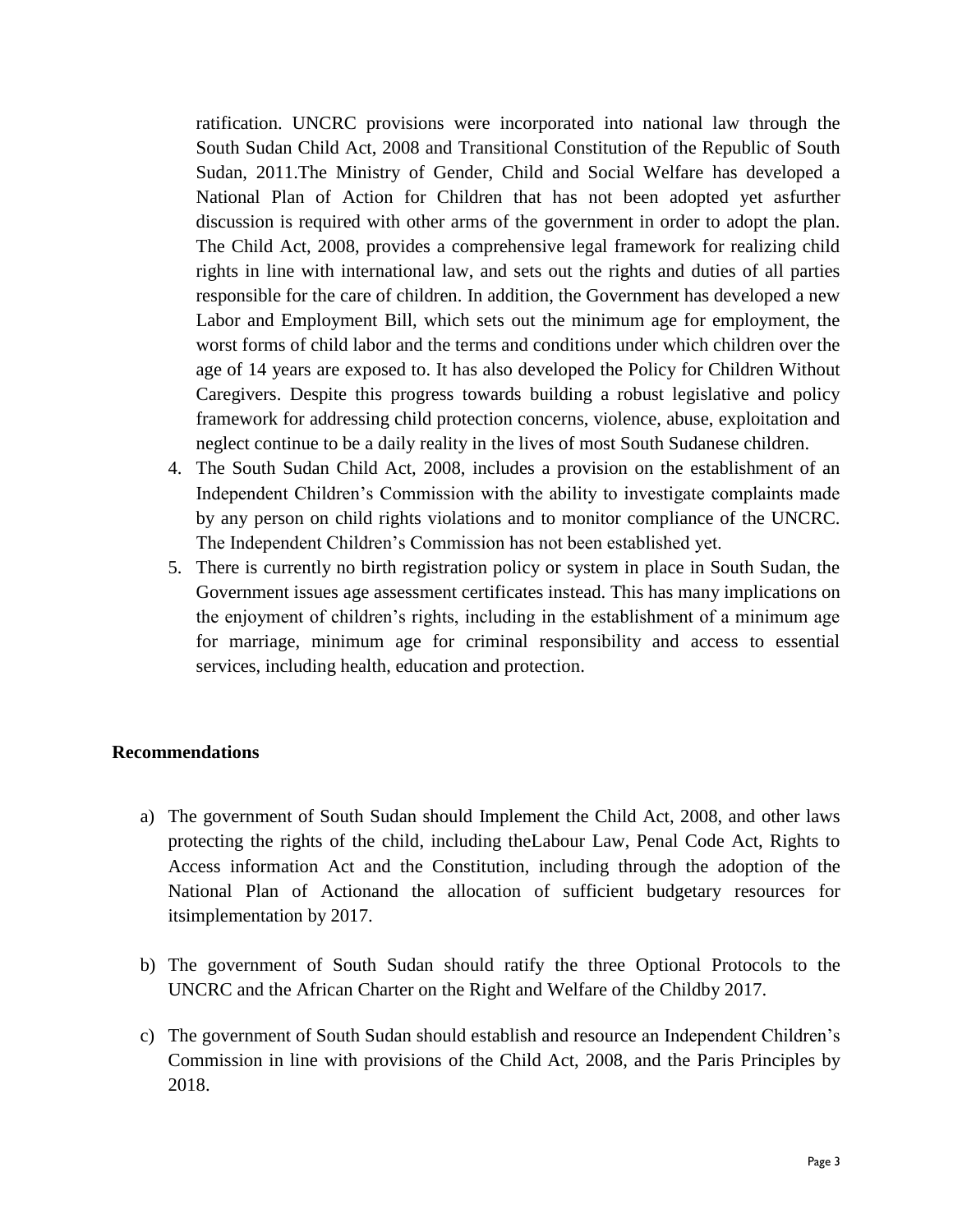ratification. UNCRC provisions were incorporated into national law through the South Sudan Child Act, 2008 and Transitional Constitution of the Republic of South Sudan, 2011.The Ministry of Gender, Child and Social Welfare has developed a National Plan of Action for Children that has not been adopted yet asfurther discussion is required with other arms of the government in order to adopt the plan. The Child Act, 2008, provides a comprehensive legal framework for realizing child rights in line with international law, and sets out the rights and duties of all parties responsible for the care of children. In addition, the Government has developed a new Labor and Employment Bill, which sets out the minimum age for employment, the worst forms of child labor and the terms and conditions under which children over the age of 14 years are exposed to. It has also developed the Policy for Children Without Caregivers. Despite this progress towards building a robust legislative and policy framework for addressing child protection concerns, violence, abuse, exploitation and neglect continue to be a daily reality in the lives of most South Sudanese children.

4. The South Sudan Child Act, 2008, includes a provision on the establishment of an Independent Children's Commission with the ability to investigate complaints made by any person on child rights violations and to monitor compliance of the UNCRC. The Independent Children's Commission has not been established yet.
5. There is currently no birth registration policy or system in place in South Sudan, the Government issues age assessment certificates instead. This has many implications on the enjoyment of children's rights, including in the establishment of a minimum age for marriage, minimum age for criminal responsibility and access to essential services, including health, education and protection.

**Recommendations**

a) The government of South Sudan should Implement the Child Act, 2008, and other laws protecting the rights of the child, including theLabour Law, Penal Code Act, Rights to Access information Act and the Constitution, including through the adoption of the National Plan of Actionand the allocation of sufficient budgetary resources for itsimplementation by 2017.

b) The government of South Sudan should ratify the three Optional Protocols to the UNCRC and the African Charter on the Right and Welfare of the Childby 2017.

c) The government of South Sudan should establish and resource an Independent Children's Commission in line with provisions of the Child Act, 2008, and the Paris Principles by 2018.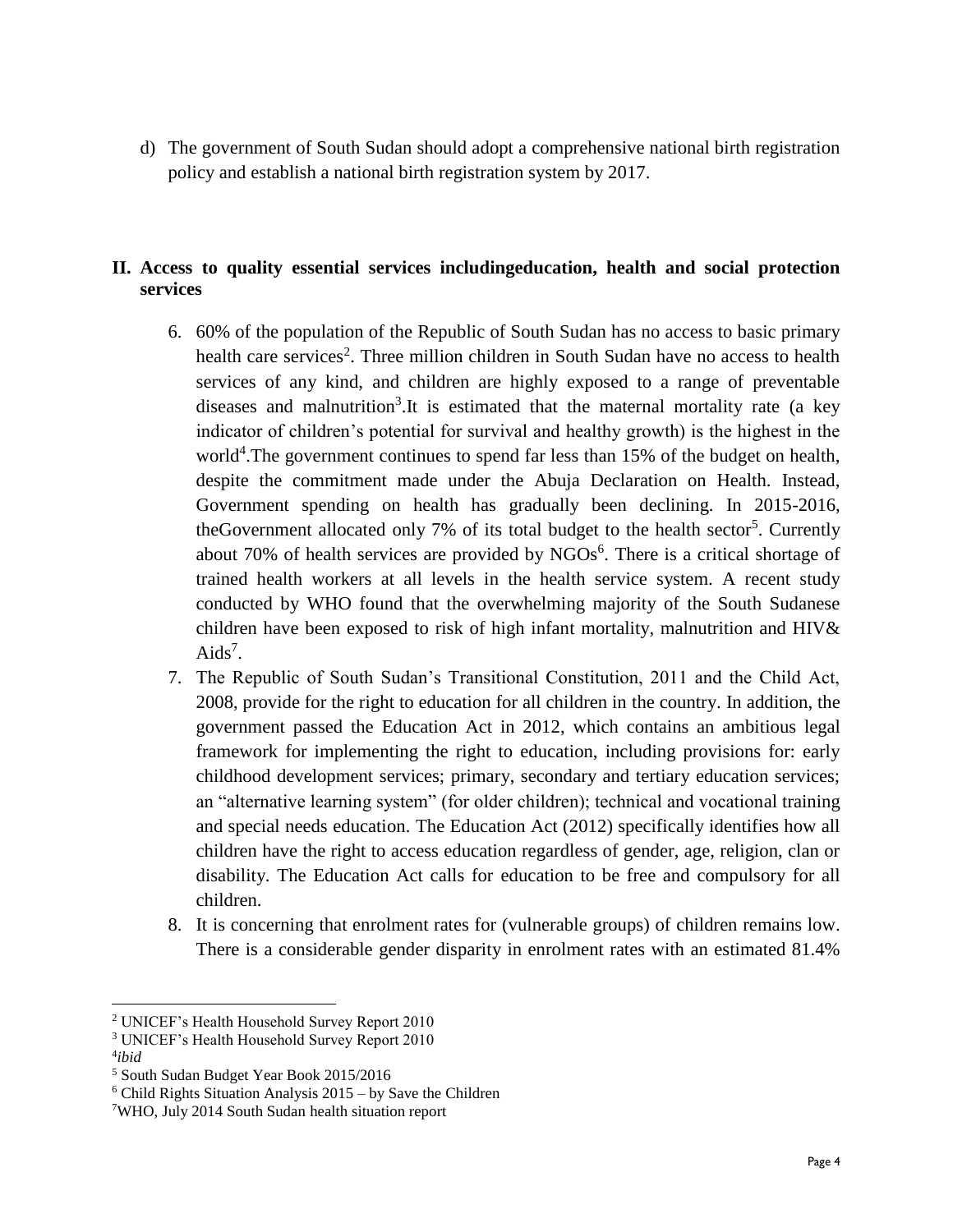d) The government of South Sudan should adopt a comprehensive national birth registration policy and establish a national birth registration system by 2017.

## II. Access to quality essential services includingeducation, health and social protection services

6. 60% of the population of the Republic of South Sudan has no access to basic primary health care services[2]. Three million children in South Sudan have no access to health services of any kind, and children are highly exposed to a range of preventable diseases and malnutrition[3].It is estimated that the maternal mortality rate (a key indicator of children's potential for survival and healthy growth) is the highest in the world[4].The government continues to spend far less than 15% of the budget on health, despite the commitment made under the Abuja Declaration on Health. Instead, Government spending on health has gradually been declining. In 2015-2016, theGovernment allocated only 7% of its total budget to the health sector[5]. Currently about 70% of health services are provided by NGOs[6]. There is a critical shortage of trained health workers at all levels in the health service system. A recent study conducted by WHO found that the overwhelming majority of the South Sudanese children have been exposed to risk of high infant mortality, malnutrition and HIV& Aids[7].
7. The Republic of South Sudan's Transitional Constitution, 2011 and the Child Act, 2008, provide for the right to education for all children in the country. In addition, the government passed the Education Act in 2012, which contains an ambitious legal framework for implementing the right to education, including provisions for: early childhood development services; primary, secondary and tertiary education services; an "alternative learning system" (for older children); technical and vocational training and special needs education. The Education Act (2012) specifically identifies how all children have the right to access education regardless of gender, age, religion, clan or disability. The Education Act calls for education to be free and compulsory for all children.
8. It is concerning that enrolment rates for (vulnerable groups) of children remains low. There is a considerable gender disparity in enrolment rates with an estimated 81.4%

---

[2] UNICEF's Health Household Survey Report 2010

[3] UNICEF's Health Household Survey Report 2010

[4] *ibid*

[5] South Sudan Budget Year Book 2015/2016

[6] Child Rights Situation Analysis 2015 – by Save the Children

[7] WHO, July 2014 South Sudan health situation report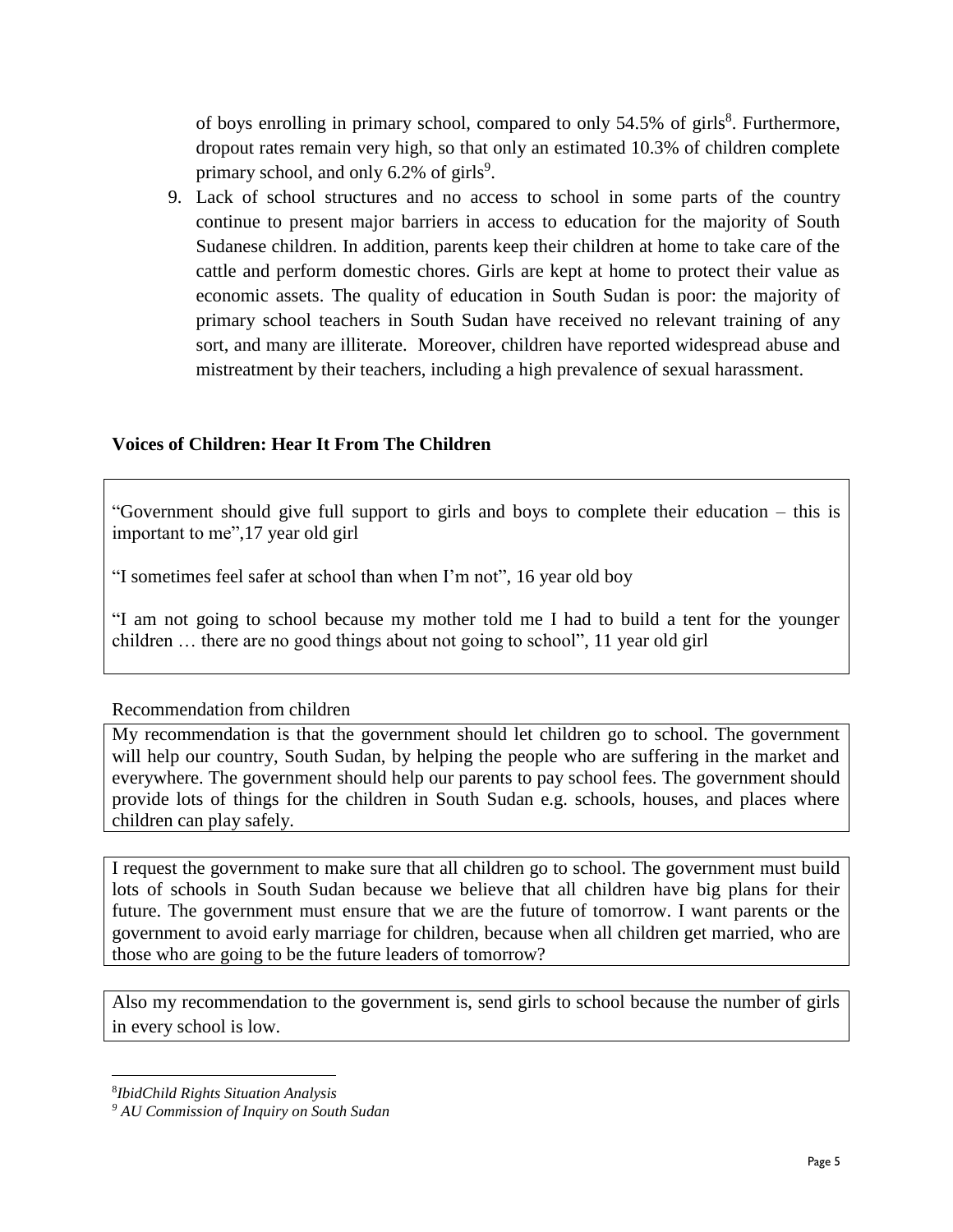of boys enrolling in primary school, compared to only 54.5% of girls[8]. Furthermore, dropout rates remain very high, so that only an estimated 10.3% of children complete primary school, and only 6.2% of girls[9].

9. Lack of school structures and no access to school in some parts of the country continue to present major barriers in access to education for the majority of South Sudanese children. In addition, parents keep their children at home to take care of the cattle and perform domestic chores. Girls are kept at home to protect their value as economic assets. The quality of education in South Sudan is poor: the majority of primary school teachers in South Sudan have received no relevant training of any sort, and many are illiterate. Moreover, children have reported widespread abuse and mistreatment by their teachers, including a high prevalence of sexual harassment.

**Voices of Children: Hear It From The Children**

"Government should give full support to girls and boys to complete their education – this is important to me",17 year old girl

"I sometimes feel safer at school than when I'm not", 16 year old boy

"I am not going to school because my mother told me I had to build a tent for the younger children … there are no good things about not going to school", 11 year old girl

Recommendation from children

My recommendation is that the government should let children go to school. The government will help our country, South Sudan, by helping the people who are suffering in the market and everywhere. The government should help our parents to pay school fees. The government should provide lots of things for the children in South Sudan e.g. schools, houses, and places where children can play safely.

I request the government to make sure that all children go to school. The government must build lots of schools in South Sudan because we believe that all children have big plans for their future. The government must ensure that we are the future of tomorrow. I want parents or the government to avoid early marriage for children, because when all children get married, who are those who are going to be the future leaders of tomorrow?

Also my recommendation to the government is, send girls to school because the number of girls in every school is low.

---

[8] *IbidChild Rights Situation Analysis*

[9] *AU Commission of Inquiry on South Sudan*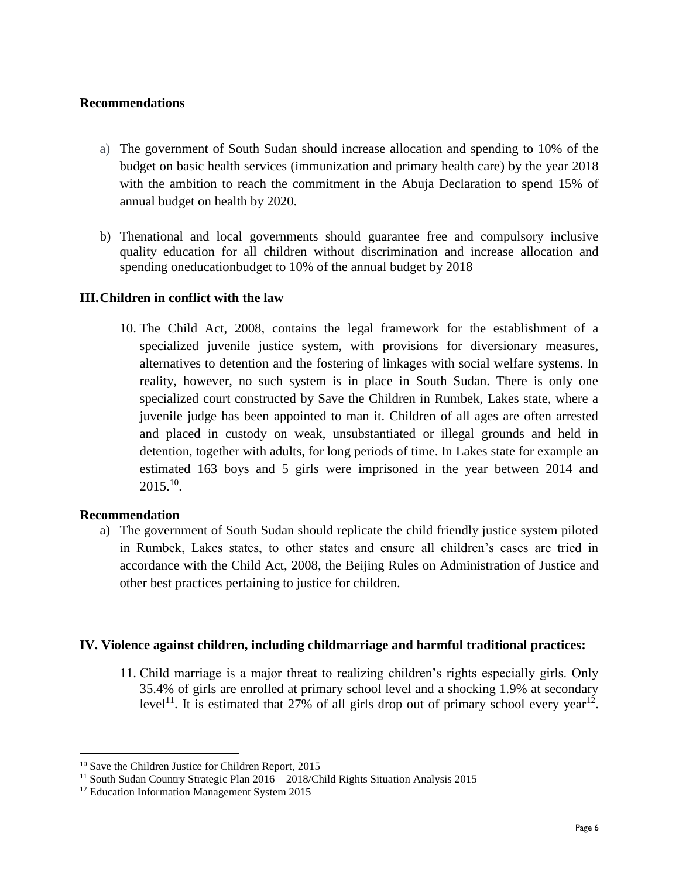**Recommendations**

a) The government of South Sudan should increase allocation and spending to 10% of the budget on basic health services (immunization and primary health care) by the year 2018 with the ambition to reach the commitment in the Abuja Declaration to spend 15% of annual budget on health by 2020.

b) Thenational and local governments should guarantee free and compulsory inclusive quality education for all children without discrimination and increase allocation and spending oneducationbudget to 10% of the annual budget by 2018

## III. Children in conflict with the law

10. The Child Act, 2008, contains the legal framework for the establishment of a specialized juvenile justice system, with provisions for diversionary measures, alternatives to detention and the fostering of linkages with social welfare systems. In reality, however, no such system is in place in South Sudan. There is only one specialized court constructed by Save the Children in Rumbek, Lakes state, where a juvenile judge has been appointed to man it. Children of all ages are often arrested and placed in custody on weak, unsubstantiated or illegal grounds and held in detention, together with adults, for long periods of time. In Lakes state for example an estimated 163 boys and 5 girls were imprisoned in the year between 2014 and 2015.[10].

**Recommendation**

a) The government of South Sudan should replicate the child friendly justice system piloted in Rumbek, Lakes states, to other states and ensure all children's cases are tried in accordance with the Child Act, 2008, the Beijing Rules on Administration of Justice and other best practices pertaining to justice for children.

## IV. Violence against children, including childmarriage and harmful traditional practices:

11. Child marriage is a major threat to realizing children's rights especially girls. Only 35.4% of girls are enrolled at primary school level and a shocking 1.9% at secondary level[11]. It is estimated that 27% of all girls drop out of primary school every year[12].

---

[10] Save the Children Justice for Children Report, 2015

[11] South Sudan Country Strategic Plan 2016 – 2018/Child Rights Situation Analysis 2015

[12] Education Information Management System 2015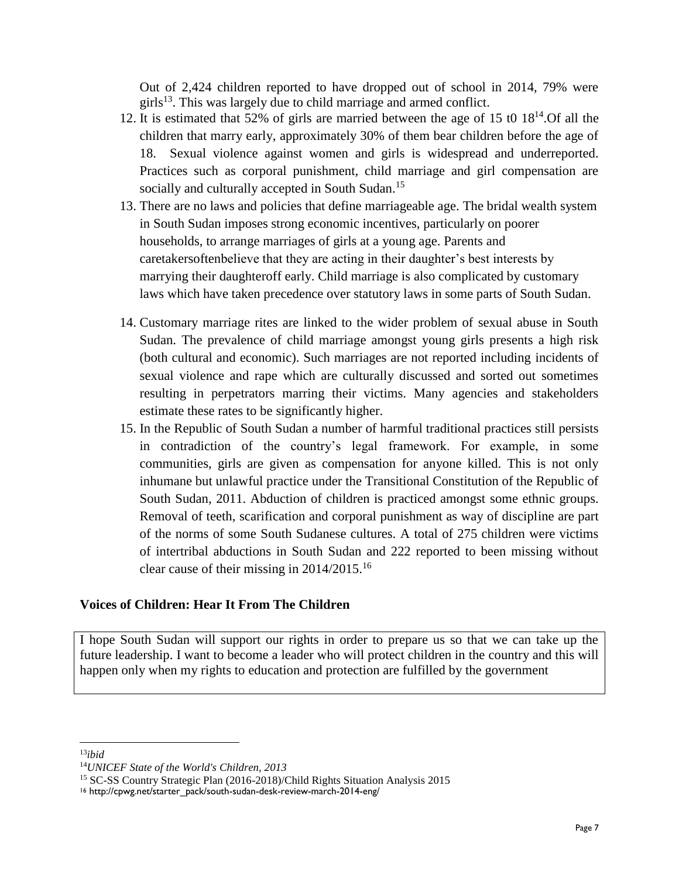Out of 2,424 children reported to have dropped out of school in 2014, 79% were girls[13]. This was largely due to child marriage and armed conflict.

12. It is estimated that 52% of girls are married between the age of 15 t0 18[14].Of all the children that marry early, approximately 30% of them bear children before the age of 18. Sexual violence against women and girls is widespread and underreported. Practices such as corporal punishment, child marriage and girl compensation are socially and culturally accepted in South Sudan.[15]
13. There are no laws and policies that define marriageable age. The bridal wealth system in South Sudan imposes strong economic incentives, particularly on poorer households, to arrange marriages of girls at a young age. Parents and caretakersoftenbelieve that they are acting in their daughter's best interests by marrying their daughteroff early. Child marriage is also complicated by customary laws which have taken precedence over statutory laws in some parts of South Sudan.
14. Customary marriage rites are linked to the wider problem of sexual abuse in South Sudan. The prevalence of child marriage amongst young girls presents a high risk (both cultural and economic). Such marriages are not reported including incidents of sexual violence and rape which are culturally discussed and sorted out sometimes resulting in perpetrators marring their victims. Many agencies and stakeholders estimate these rates to be significantly higher.
15. In the Republic of South Sudan a number of harmful traditional practices still persists in contradiction of the country's legal framework. For example, in some communities, girls are given as compensation for anyone killed. This is not only inhumane but unlawful practice under the Transitional Constitution of the Republic of South Sudan, 2011. Abduction of children is practiced amongst some ethnic groups. Removal of teeth, scarification and corporal punishment as way of discipline are part of the norms of some South Sudanese cultures. A total of 275 children were victims of intertribal abductions in South Sudan and 222 reported to been missing without clear cause of their missing in 2014/2015.[16]

**Voices of Children: Hear It From The Children**

> I hope South Sudan will support our rights in order to prepare us so that we can take up the future leadership. I want to become a leader who will protect children in the country and this will happen only when my rights to education and protection are fulfilled by the government

---

[13] *ibid*

[14] *UNICEF State of the World's Children, 2013*

[15] SC-SS Country Strategic Plan (2016-2018)/Child Rights Situation Analysis 2015

[16] http://cpwg.net/starter_pack/south-sudan-desk-review-march-2014-eng/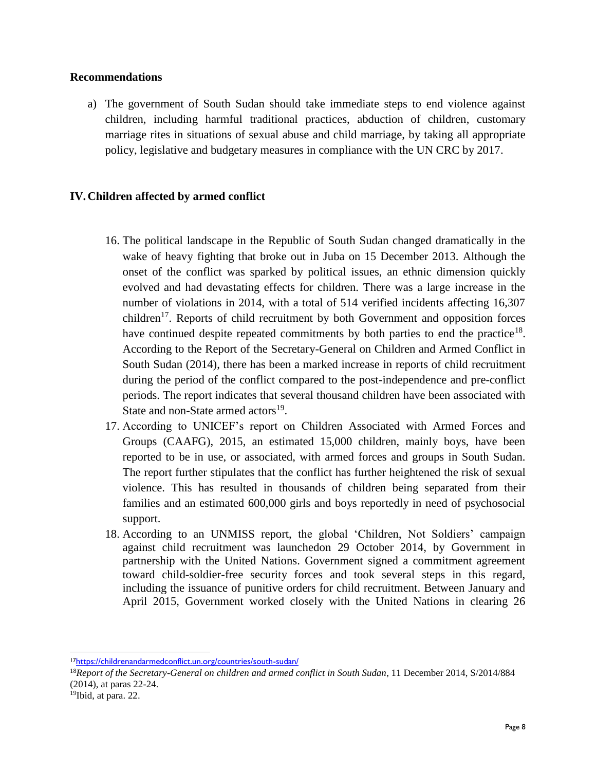**Recommendations**

a) The government of South Sudan should take immediate steps to end violence against children, including harmful traditional practices, abduction of children, customary marriage rites in situations of sexual abuse and child marriage, by taking all appropriate policy, legislative and budgetary measures in compliance with the UN CRC by 2017.

## IV. Children affected by armed conflict

16. The political landscape in the Republic of South Sudan changed dramatically in the wake of heavy fighting that broke out in Juba on 15 December 2013. Although the onset of the conflict was sparked by political issues, an ethnic dimension quickly evolved and had devastating effects for children. There was a large increase in the number of violations in 2014, with a total of 514 verified incidents affecting 16,307 children[17]. Reports of child recruitment by both Government and opposition forces have continued despite repeated commitments by both parties to end the practice[18]. According to the Report of the Secretary-General on Children and Armed Conflict in South Sudan (2014), there has been a marked increase in reports of child recruitment during the period of the conflict compared to the post-independence and pre-conflict periods. The report indicates that several thousand children have been associated with State and non-State armed actors[19].
17. According to UNICEF's report on Children Associated with Armed Forces and Groups (CAAFG), 2015, an estimated 15,000 children, mainly boys, have been reported to be in use, or associated, with armed forces and groups in South Sudan. The report further stipulates that the conflict has further heightened the risk of sexual violence. This has resulted in thousands of children being separated from their families and an estimated 600,000 girls and boys reportedly in need of psychosocial support.
18. According to an UNMISS report, the global 'Children, Not Soldiers' campaign against child recruitment was launchedon 29 October 2014, by Government in partnership with the United Nations. Government signed a commitment agreement toward child-soldier-free security forces and took several steps in this regard, including the issuance of punitive orders for child recruitment. Between January and April 2015, Government worked closely with the United Nations in clearing 26

---

[17] https://childrenandarmedconflict.un.org/countries/south-sudan/

[18] *Report of the Secretary-General on children and armed conflict in South Sudan*, 11 December 2014, S/2014/884 (2014), at paras 22-24.

[19] Ibid, at para. 22.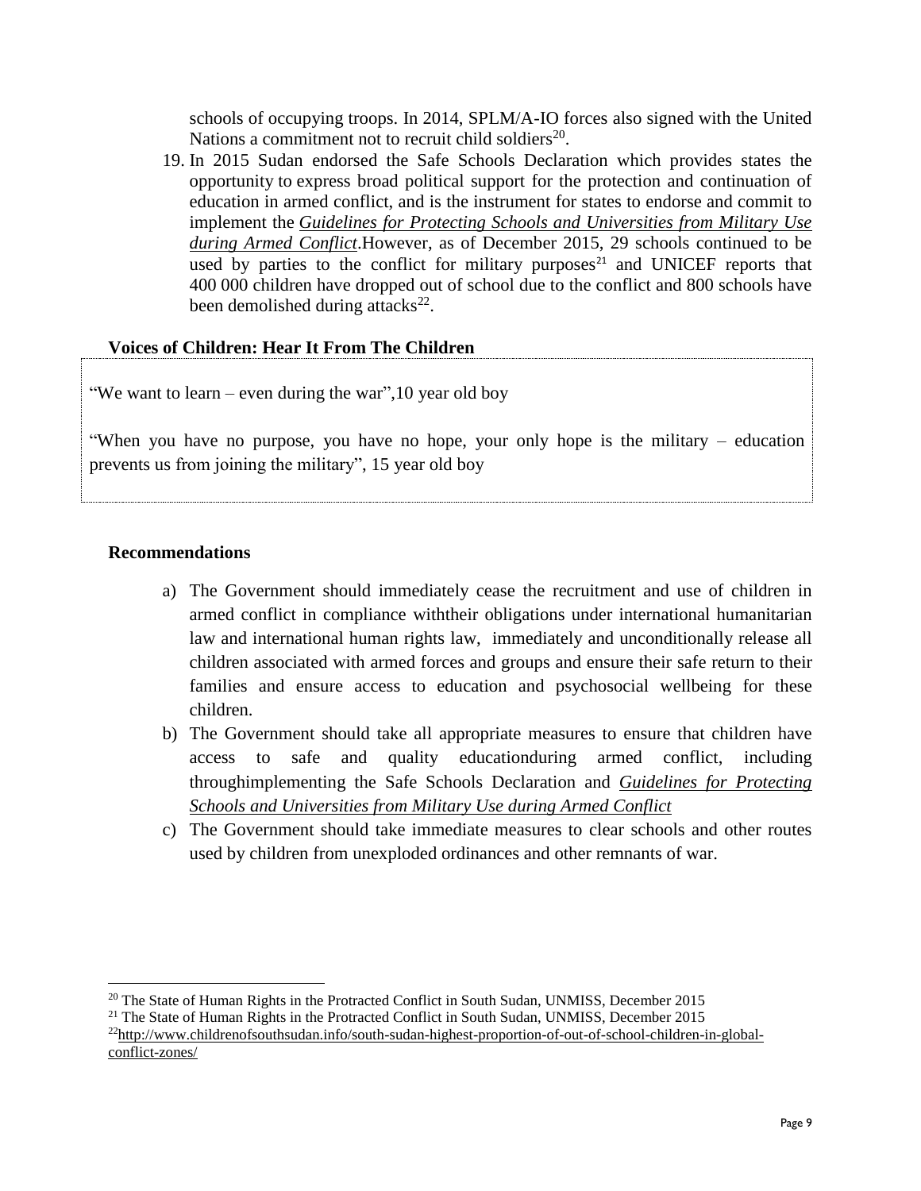schools of occupying troops. In 2014, SPLM/A-IO forces also signed with the United Nations a commitment not to recruit child soldiers[20].

19. In 2015 Sudan endorsed the Safe Schools Declaration which provides states the opportunity to express broad political support for the protection and continuation of education in armed conflict, and is the instrument for states to endorse and commit to implement the ***Guidelines for Protecting Schools and Universities from Military Use during Armed Conflict***.However, as of December 2015, 29 schools continued to be used by parties to the conflict for military purposes[21] and UNICEF reports that 400 000 children have dropped out of school due to the conflict and 800 schools have been demolished during attacks[22].

**Voices of Children: Hear It From The Children**

"We want to learn – even during the war",10 year old boy

"When you have no purpose, you have no hope, your only hope is the military – education prevents us from joining the military", 15 year old boy

**Recommendations**

a) The Government should immediately cease the recruitment and use of children in armed conflict in compliance withtheir obligations under international humanitarian law and international human rights law, immediately and unconditionally release all children associated with armed forces and groups and ensure their safe return to their families and ensure access to education and psychosocial wellbeing for these children.
b) The Government should take all appropriate measures to ensure that children have access to safe and quality educationduring armed conflict, including throughimplementing the Safe Schools Declaration and *Guidelines for Protecting Schools and Universities from Military Use during Armed Conflict*
c) The Government should take immediate measures to clear schools and other routes used by children from unexploded ordinances and other remnants of war.

[20] The State of Human Rights in the Protracted Conflict in South Sudan, UNMISS, December 2015

[21] The State of Human Rights in the Protracted Conflict in South Sudan, UNMISS, December 2015

[22] http://www.childrenofsouthsudan.info/south-sudan-highest-proportion-of-out-of-school-children-in-global-conflict-zones/